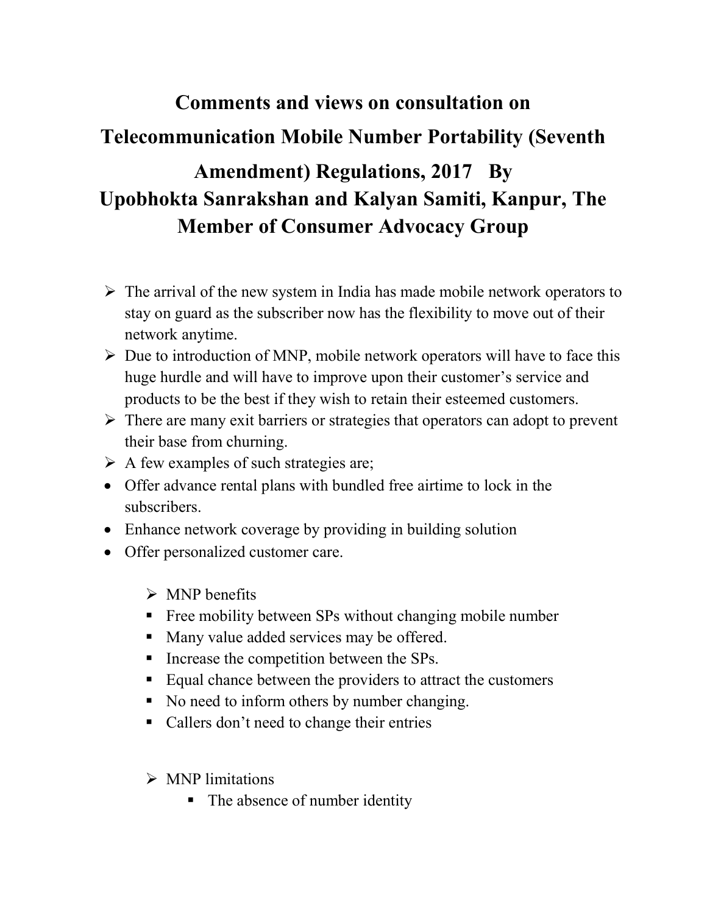# Comments and views on consultation on Telecommunication Mobile Number Portability (Seventh Amendment) Regulations, 2017 By Upobhokta Sanrakshan and Kalyan Samiti, Kanpur, The Member of Consumer Advocacy Group

- The arrival of the new system in India has made mobile network operators to stay on guard as the subscriber now has the flexibility to move out of their network anytime.
- Due to introduction of MNP, mobile network operators will have to face this huge hurdle and will have to improve upon their customer's service and products to be the best if they wish to retain their esteemed customers.
- There are many exit barriers or strategies that operators can adopt to prevent their base from churning.
- A few examples of such strategies are;
- Offer advance rental plans with bundled free airtime to lock in the subscribers.
- Enhance network coverage by providing in building solution
- Offer personalized customer care.

  - MNP benefits
  - Free mobility between SPs without changing mobile number
  - Many value added services may be offered.
  - Increase the competition between the SPs.
  - Equal chance between the providers to attract the customers
  - No need to inform others by number changing.
  - Callers don't need to change their entries

  - MNP limitations
    - The absence of number identity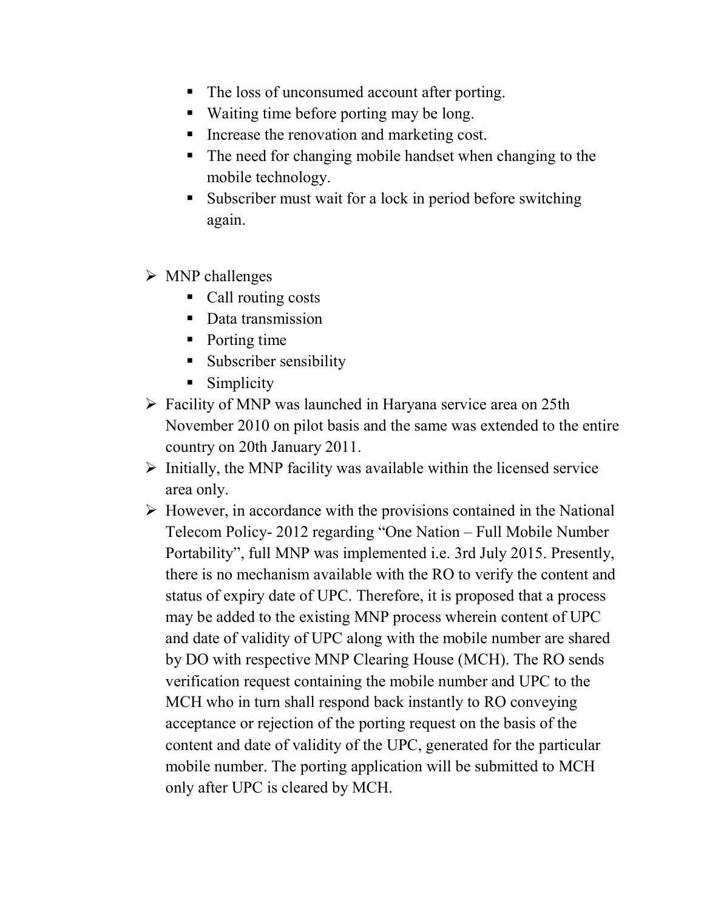- The loss of unconsumed account after porting.
  - Waiting time before porting may be long.
  - Increase the renovation and marketing cost.
  - The need for changing mobile handset when changing to the mobile technology.
  - Subscriber must wait for a lock in period before switching again.

- MNP challenges
  - Call routing costs
  - Data transmission
  - Porting time
  - Subscriber sensibility
  - Simplicity
- Facility of MNP was launched in Haryana service area on 25th November 2010 on pilot basis and the same was extended to the entire country on 20th January 2011.
- Initially, the MNP facility was available within the licensed service area only.
- However, in accordance with the provisions contained in the National Telecom Policy- 2012 regarding "One Nation – Full Mobile Number Portability", full MNP was implemented i.e. 3rd July 2015. Presently, there is no mechanism available with the RO to verify the content and status of expiry date of UPC. Therefore, it is proposed that a process may be added to the existing MNP process wherein content of UPC and date of validity of UPC along with the mobile number are shared by DO with respective MNP Clearing House (MCH). The RO sends verification request containing the mobile number and UPC to the MCH who in turn shall respond back instantly to RO conveying acceptance or rejection of the porting request on the basis of the content and date of validity of the UPC, generated for the particular mobile number. The porting application will be submitted to MCH only after UPC is cleared by MCH.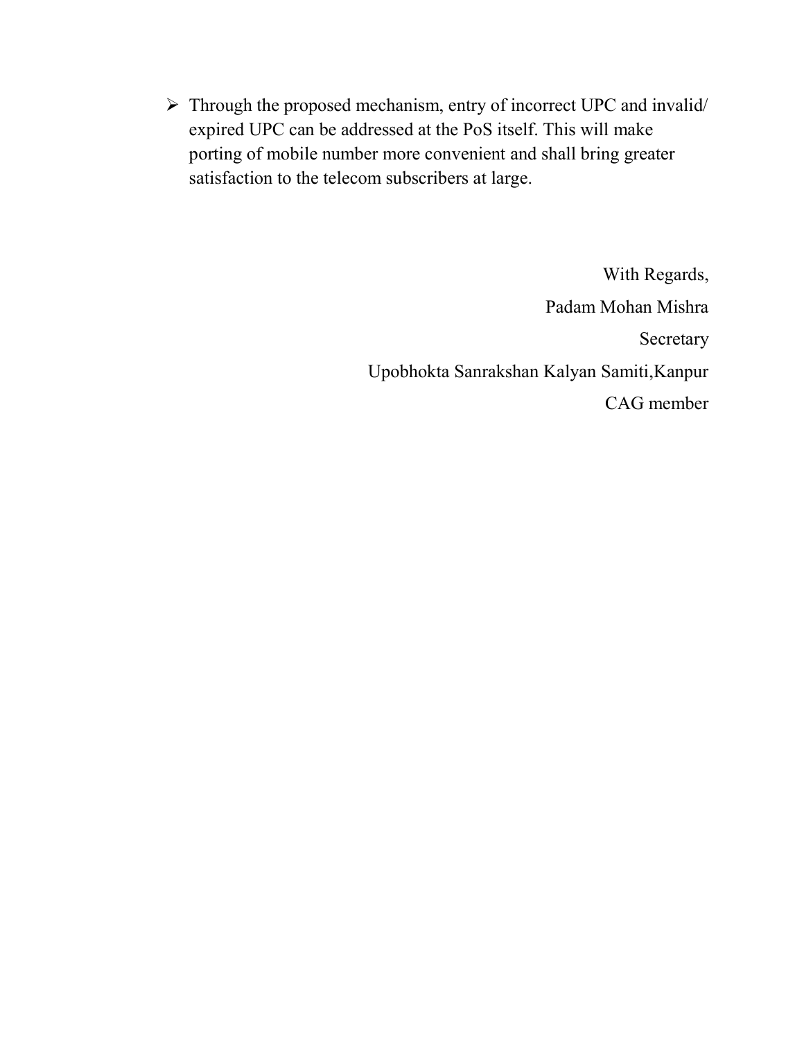- Through the proposed mechanism, entry of incorrect UPC and invalid/ expired UPC can be addressed at the PoS itself. This will make porting of mobile number more convenient and shall bring greater satisfaction to the telecom subscribers at large.

With Regards,

Padam Mohan Mishra

Secretary

Upobhokta Sanrakshan Kalyan Samiti,Kanpur

CAG member